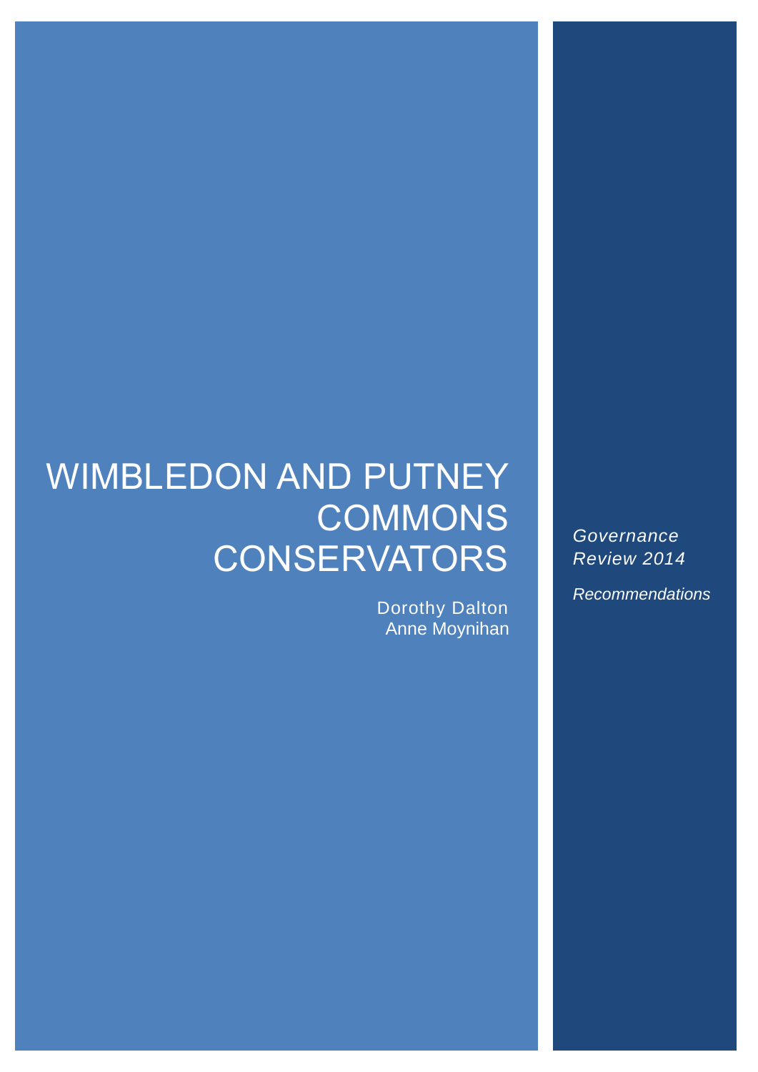# WIMBLEDON AND PUTNEY COMMONS CONSERVATORS

Dorothy Dalton
Anne Moynihan

*Governance Review 2014*

*Recommendations*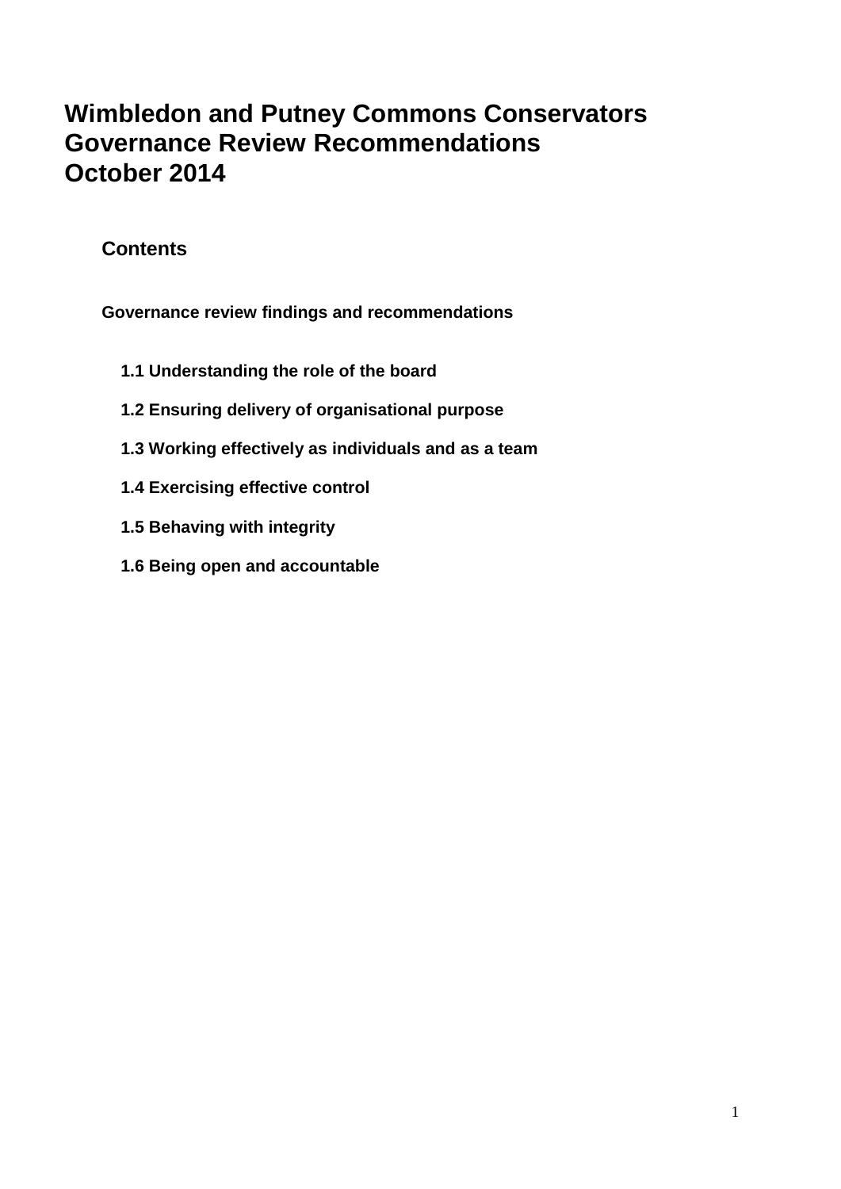# Wimbledon and Putney Commons Conservators
# Governance Review Recommendations
# October 2014

## Contents

**Governance review findings and recommendations**

- **1.1 Understanding the role of the board**
- **1.2 Ensuring delivery of organisational purpose**
- **1.3 Working effectively as individuals and as a team**
- **1.4 Exercising effective control**
- **1.5 Behaving with integrity**
- **1.6 Being open and accountable**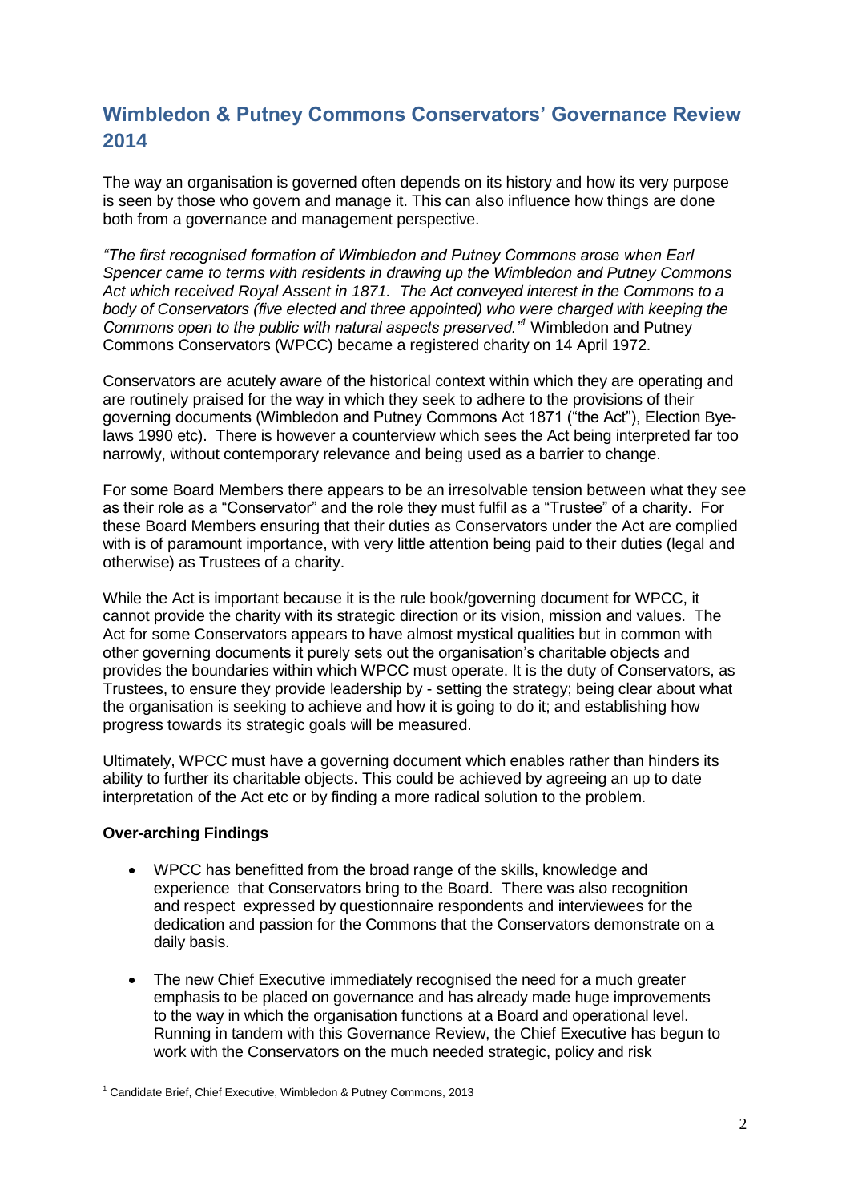## Wimbledon & Putney Commons Conservators' Governance Review 2014

The way an organisation is governed often depends on its history and how its very purpose is seen by those who govern and manage it. This can also influence how things are done both from a governance and management perspective.

*"The first recognised formation of Wimbledon and Putney Commons arose when Earl Spencer came to terms with residents in drawing up the Wimbledon and Putney Commons Act which received Royal Assent in 1871. The Act conveyed interest in the Commons to a body of Conservators (five elected and three appointed) who were charged with keeping the Commons open to the public with natural aspects preserved."*[1] Wimbledon and Putney Commons Conservators (WPCC) became a registered charity on 14 April 1972.

Conservators are acutely aware of the historical context within which they are operating and are routinely praised for the way in which they seek to adhere to the provisions of their governing documents (Wimbledon and Putney Commons Act 1871 ("the Act"), Election Bye-laws 1990 etc). There is however a counterview which sees the Act being interpreted far too narrowly, without contemporary relevance and being used as a barrier to change.

For some Board Members there appears to be an irresolvable tension between what they see as their role as a "Conservator" and the role they must fulfil as a "Trustee" of a charity. For these Board Members ensuring that their duties as Conservators under the Act are complied with is of paramount importance, with very little attention being paid to their duties (legal and otherwise) as Trustees of a charity.

While the Act is important because it is the rule book/governing document for WPCC, it cannot provide the charity with its strategic direction or its vision, mission and values. The Act for some Conservators appears to have almost mystical qualities but in common with other governing documents it purely sets out the organisation's charitable objects and provides the boundaries within which WPCC must operate. It is the duty of Conservators, as Trustees, to ensure they provide leadership by - setting the strategy; being clear about what the organisation is seeking to achieve and how it is going to do it; and establishing how progress towards its strategic goals will be measured.

Ultimately, WPCC must have a governing document which enables rather than hinders its ability to further its charitable objects. This could be achieved by agreeing an up to date interpretation of the Act etc or by finding a more radical solution to the problem.

**Over-arching Findings**

- WPCC has benefitted from the broad range of the skills, knowledge and experience that Conservators bring to the Board. There was also recognition and respect expressed by questionnaire respondents and interviewees for the dedication and passion for the Commons that the Conservators demonstrate on a daily basis.
- The new Chief Executive immediately recognised the need for a much greater emphasis to be placed on governance and has already made huge improvements to the way in which the organisation functions at a Board and operational level. Running in tandem with this Governance Review, the Chief Executive has begun to work with the Conservators on the much needed strategic, policy and risk

[1] Candidate Brief, Chief Executive, Wimbledon & Putney Commons, 2013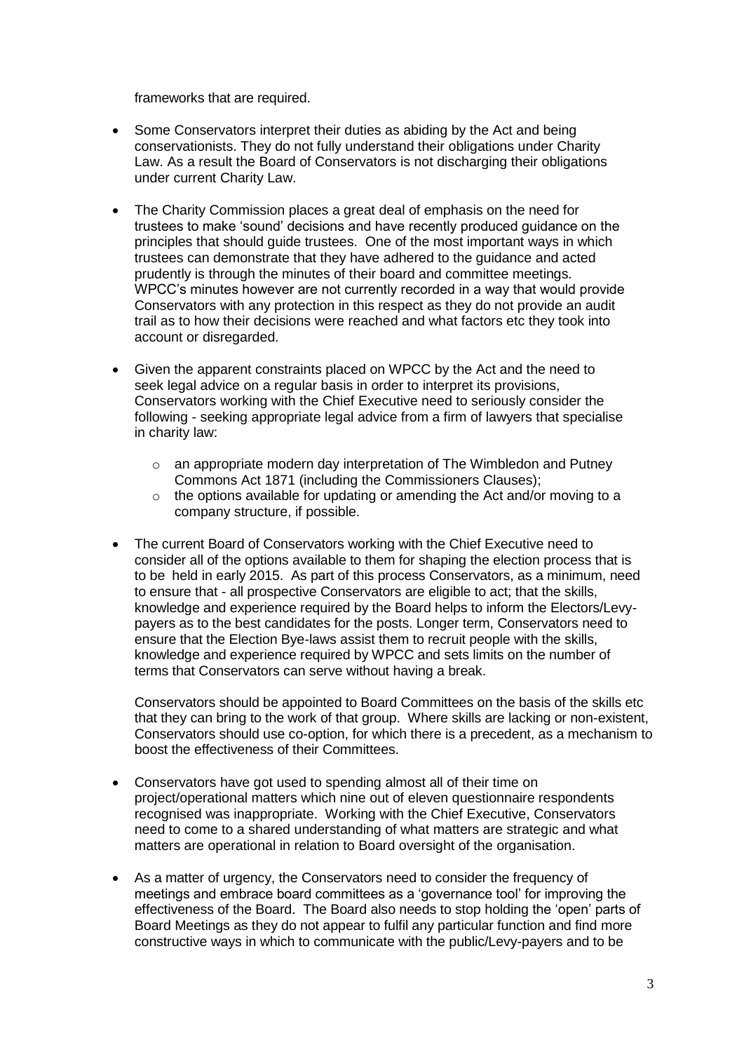frameworks that are required.

- Some Conservators interpret their duties as abiding by the Act and being conservationists. They do not fully understand their obligations under Charity Law. As a result the Board of Conservators is not discharging their obligations under current Charity Law.

- The Charity Commission places a great deal of emphasis on the need for trustees to make 'sound' decisions and have recently produced guidance on the principles that should guide trustees. One of the most important ways in which trustees can demonstrate that they have adhered to the guidance and acted prudently is through the minutes of their board and committee meetings. WPCC's minutes however are not currently recorded in a way that would provide Conservators with any protection in this respect as they do not provide an audit trail as to how their decisions were reached and what factors etc they took into account or disregarded.

- Given the apparent constraints placed on WPCC by the Act and the need to seek legal advice on a regular basis in order to interpret its provisions, Conservators working with the Chief Executive need to seriously consider the following - seeking appropriate legal advice from a firm of lawyers that specialise in charity law:

  - an appropriate modern day interpretation of The Wimbledon and Putney Commons Act 1871 (including the Commissioners Clauses);
  - the options available for updating or amending the Act and/or moving to a company structure, if possible.

- The current Board of Conservators working with the Chief Executive need to consider all of the options available to them for shaping the election process that is to be held in early 2015. As part of this process Conservators, as a minimum, need to ensure that - all prospective Conservators are eligible to act; that the skills, knowledge and experience required by the Board helps to inform the Electors/Levy-payers as to the best candidates for the posts. Longer term, Conservators need to ensure that the Election Bye-laws assist them to recruit people with the skills, knowledge and experience required by WPCC and sets limits on the number of terms that Conservators can serve without having a break.

  Conservators should be appointed to Board Committees on the basis of the skills etc that they can bring to the work of that group. Where skills are lacking or non-existent, Conservators should use co-option, for which there is a precedent, as a mechanism to boost the effectiveness of their Committees.

- Conservators have got used to spending almost all of their time on project/operational matters which nine out of eleven questionnaire respondents recognised was inappropriate. Working with the Chief Executive, Conservators need to come to a shared understanding of what matters are strategic and what matters are operational in relation to Board oversight of the organisation.

- As a matter of urgency, the Conservators need to consider the frequency of meetings and embrace board committees as a 'governance tool' for improving the effectiveness of the Board. The Board also needs to stop holding the 'open' parts of Board Meetings as they do not appear to fulfil any particular function and find more constructive ways in which to communicate with the public/Levy-payers and to be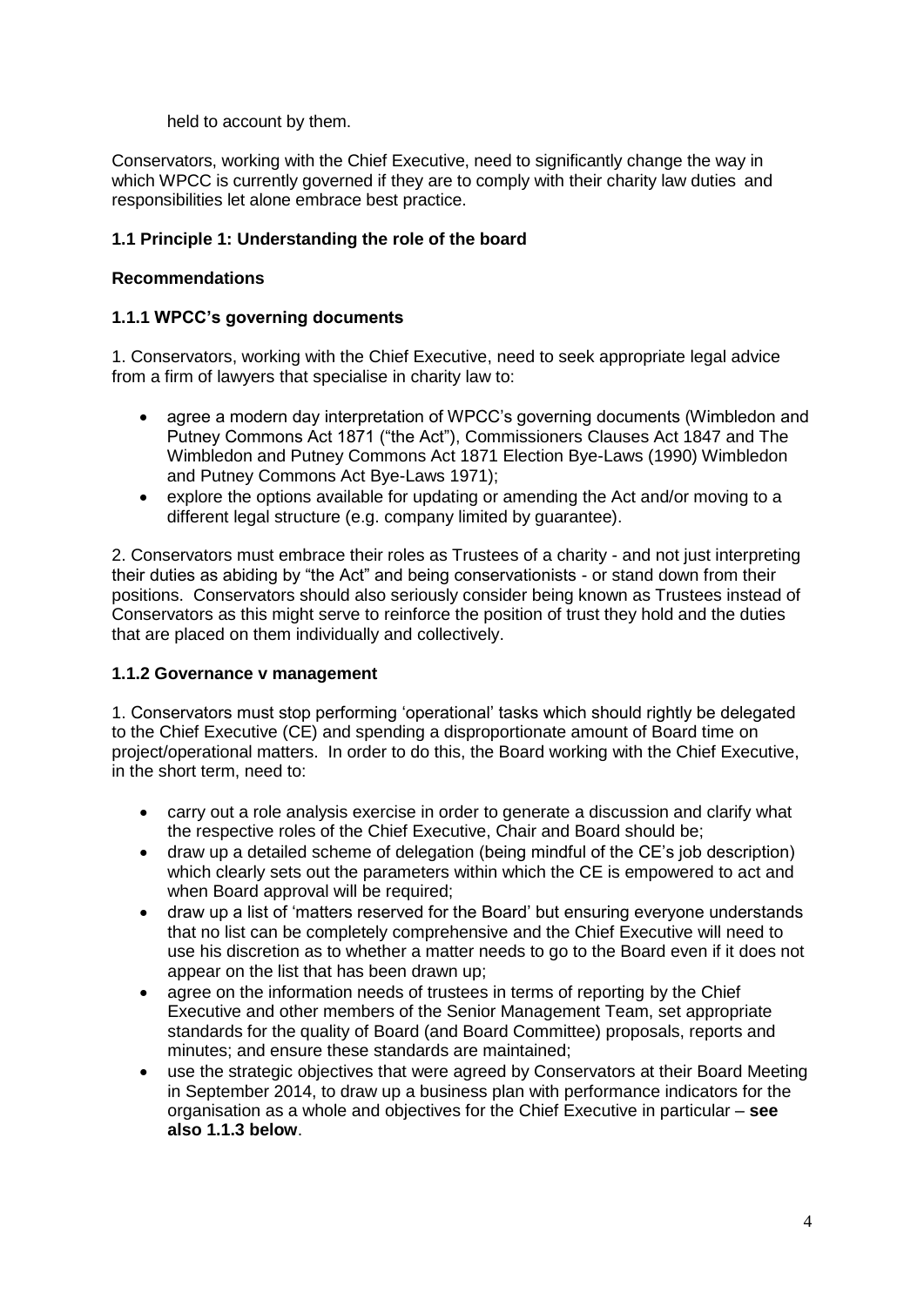held to account by them.

Conservators, working with the Chief Executive, need to significantly change the way in which WPCC is currently governed if they are to comply with their charity law duties and responsibilities let alone embrace best practice.

### 1.1 Principle 1: Understanding the role of the board

#### Recommendations

#### 1.1.1 WPCC's governing documents

1. Conservators, working with the Chief Executive, need to seek appropriate legal advice from a firm of lawyers that specialise in charity law to:

- agree a modern day interpretation of WPCC's governing documents (Wimbledon and Putney Commons Act 1871 ("the Act"), Commissioners Clauses Act 1847 and The Wimbledon and Putney Commons Act 1871 Election Bye-Laws (1990) Wimbledon and Putney Commons Act Bye-Laws 1971);
- explore the options available for updating or amending the Act and/or moving to a different legal structure (e.g. company limited by guarantee).

2. Conservators must embrace their roles as Trustees of a charity - and not just interpreting their duties as abiding by "the Act" and being conservationists - or stand down from their positions. Conservators should also seriously consider being known as Trustees instead of Conservators as this might serve to reinforce the position of trust they hold and the duties that are placed on them individually and collectively.

#### 1.1.2 Governance v management

1. Conservators must stop performing 'operational' tasks which should rightly be delegated to the Chief Executive (CE) and spending a disproportionate amount of Board time on project/operational matters. In order to do this, the Board working with the Chief Executive, in the short term, need to:

- carry out a role analysis exercise in order to generate a discussion and clarify what the respective roles of the Chief Executive, Chair and Board should be;
- draw up a detailed scheme of delegation (being mindful of the CE's job description) which clearly sets out the parameters within which the CE is empowered to act and when Board approval will be required;
- draw up a list of 'matters reserved for the Board' but ensuring everyone understands that no list can be completely comprehensive and the Chief Executive will need to use his discretion as to whether a matter needs to go to the Board even if it does not appear on the list that has been drawn up;
- agree on the information needs of trustees in terms of reporting by the Chief Executive and other members of the Senior Management Team, set appropriate standards for the quality of Board (and Board Committee) proposals, reports and minutes; and ensure these standards are maintained;
- use the strategic objectives that were agreed by Conservators at their Board Meeting in September 2014, to draw up a business plan with performance indicators for the organisation as a whole and objectives for the Chief Executive in particular – **see also 1.1.3 below**.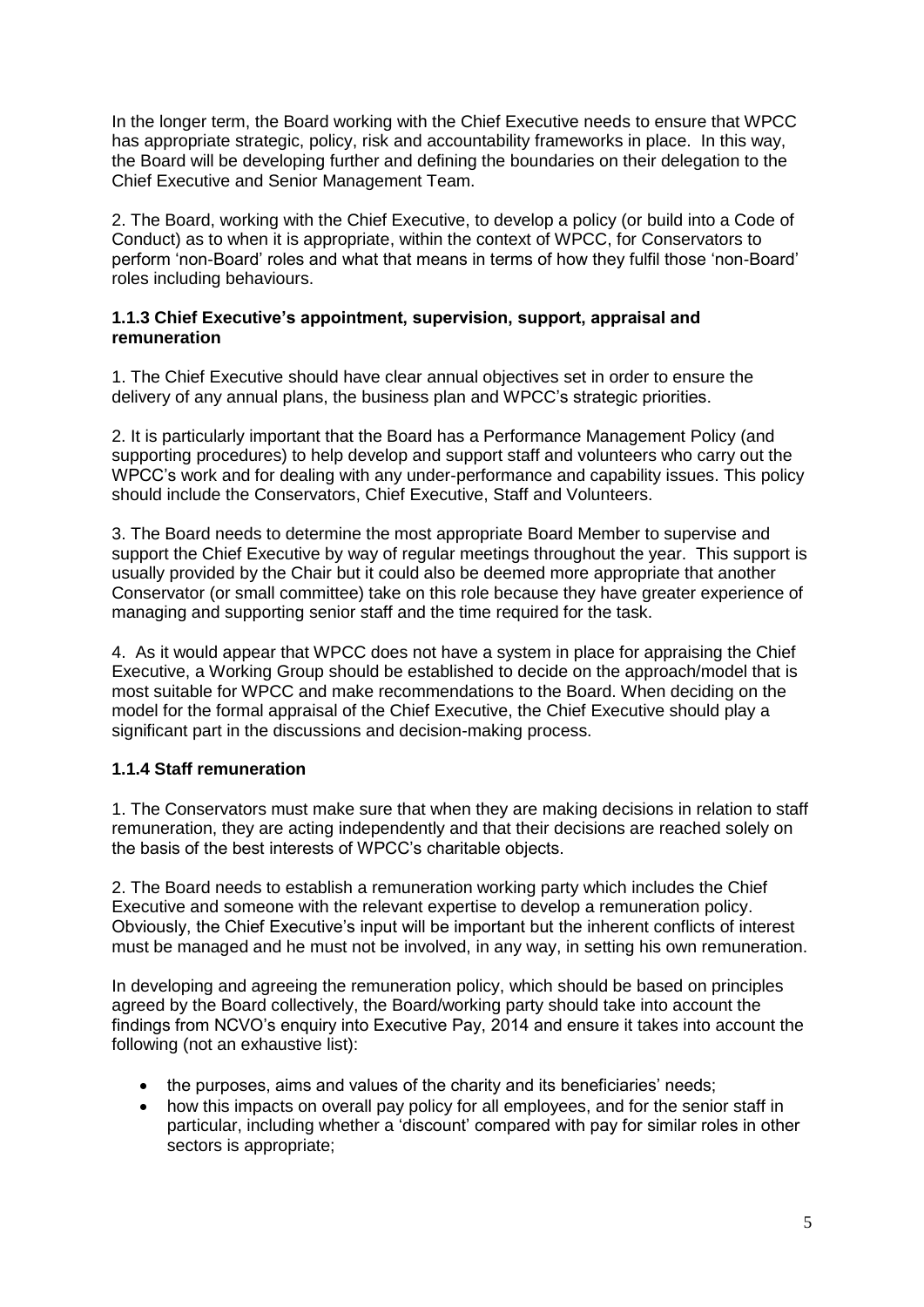In the longer term, the Board working with the Chief Executive needs to ensure that WPCC has appropriate strategic, policy, risk and accountability frameworks in place. In this way, the Board will be developing further and defining the boundaries on their delegation to the Chief Executive and Senior Management Team.

2. The Board, working with the Chief Executive, to develop a policy (or build into a Code of Conduct) as to when it is appropriate, within the context of WPCC, for Conservators to perform 'non-Board' roles and what that means in terms of how they fulfil those 'non-Board' roles including behaviours.

#### 1.1.3 Chief Executive's appointment, supervision, support, appraisal and remuneration

1. The Chief Executive should have clear annual objectives set in order to ensure the delivery of any annual plans, the business plan and WPCC's strategic priorities.

2. It is particularly important that the Board has a Performance Management Policy (and supporting procedures) to help develop and support staff and volunteers who carry out the WPCC's work and for dealing with any under-performance and capability issues. This policy should include the Conservators, Chief Executive, Staff and Volunteers.

3. The Board needs to determine the most appropriate Board Member to supervise and support the Chief Executive by way of regular meetings throughout the year. This support is usually provided by the Chair but it could also be deemed more appropriate that another Conservator (or small committee) take on this role because they have greater experience of managing and supporting senior staff and the time required for the task.

4. As it would appear that WPCC does not have a system in place for appraising the Chief Executive, a Working Group should be established to decide on the approach/model that is most suitable for WPCC and make recommendations to the Board. When deciding on the model for the formal appraisal of the Chief Executive, the Chief Executive should play a significant part in the discussions and decision-making process.

#### 1.1.4 Staff remuneration

1. The Conservators must make sure that when they are making decisions in relation to staff remuneration, they are acting independently and that their decisions are reached solely on the basis of the best interests of WPCC's charitable objects.

2. The Board needs to establish a remuneration working party which includes the Chief Executive and someone with the relevant expertise to develop a remuneration policy. Obviously, the Chief Executive's input will be important but the inherent conflicts of interest must be managed and he must not be involved, in any way, in setting his own remuneration.

In developing and agreeing the remuneration policy, which should be based on principles agreed by the Board collectively, the Board/working party should take into account the findings from NCVO's enquiry into Executive Pay, 2014 and ensure it takes into account the following (not an exhaustive list):

- the purposes, aims and values of the charity and its beneficiaries' needs;
- how this impacts on overall pay policy for all employees, and for the senior staff in particular, including whether a 'discount' compared with pay for similar roles in other sectors is appropriate;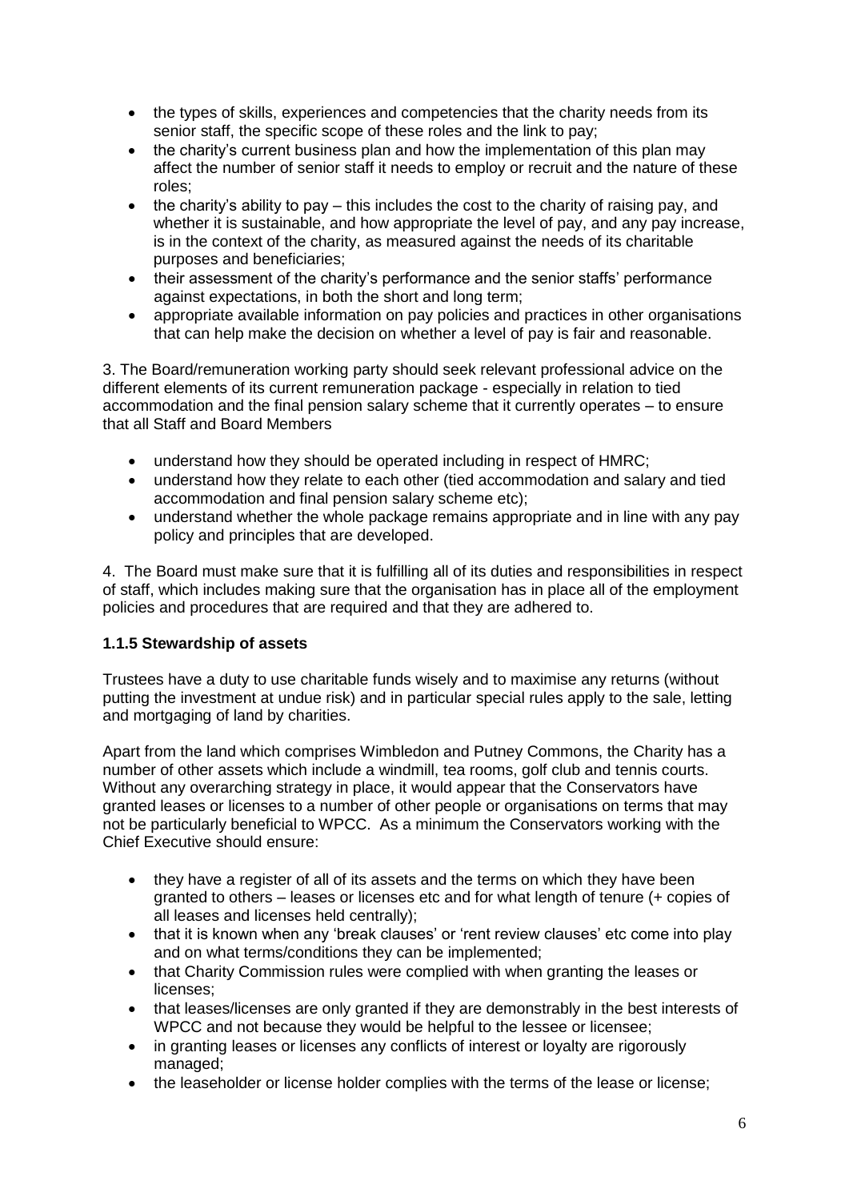- the types of skills, experiences and competencies that the charity needs from its senior staff, the specific scope of these roles and the link to pay;
- the charity's current business plan and how the implementation of this plan may affect the number of senior staff it needs to employ or recruit and the nature of these roles;
- the charity's ability to pay – this includes the cost to the charity of raising pay, and whether it is sustainable, and how appropriate the level of pay, and any pay increase, is in the context of the charity, as measured against the needs of its charitable purposes and beneficiaries;
- their assessment of the charity's performance and the senior staffs' performance against expectations, in both the short and long term;
- appropriate available information on pay policies and practices in other organisations that can help make the decision on whether a level of pay is fair and reasonable.

3. The Board/remuneration working party should seek relevant professional advice on the different elements of its current remuneration package - especially in relation to tied accommodation and the final pension salary scheme that it currently operates – to ensure that all Staff and Board Members

- understand how they should be operated including in respect of HMRC;
- understand how they relate to each other (tied accommodation and salary and tied accommodation and final pension salary scheme etc);
- understand whether the whole package remains appropriate and in line with any pay policy and principles that are developed.

4. The Board must make sure that it is fulfilling all of its duties and responsibilities in respect of staff, which includes making sure that the organisation has in place all of the employment policies and procedures that are required and that they are adhered to.

**1.1.5 Stewardship of assets**

Trustees have a duty to use charitable funds wisely and to maximise any returns (without putting the investment at undue risk) and in particular special rules apply to the sale, letting and mortgaging of land by charities.

Apart from the land which comprises Wimbledon and Putney Commons, the Charity has a number of other assets which include a windmill, tea rooms, golf club and tennis courts. Without any overarching strategy in place, it would appear that the Conservators have granted leases or licenses to a number of other people or organisations on terms that may not be particularly beneficial to WPCC. As a minimum the Conservators working with the Chief Executive should ensure:

- they have a register of all of its assets and the terms on which they have been granted to others – leases or licenses etc and for what length of tenure (+ copies of all leases and licenses held centrally);
- that it is known when any 'break clauses' or 'rent review clauses' etc come into play and on what terms/conditions they can be implemented;
- that Charity Commission rules were complied with when granting the leases or licenses;
- that leases/licenses are only granted if they are demonstrably in the best interests of WPCC and not because they would be helpful to the lessee or licensee;
- in granting leases or licenses any conflicts of interest or loyalty are rigorously managed;
- the leaseholder or license holder complies with the terms of the lease or license;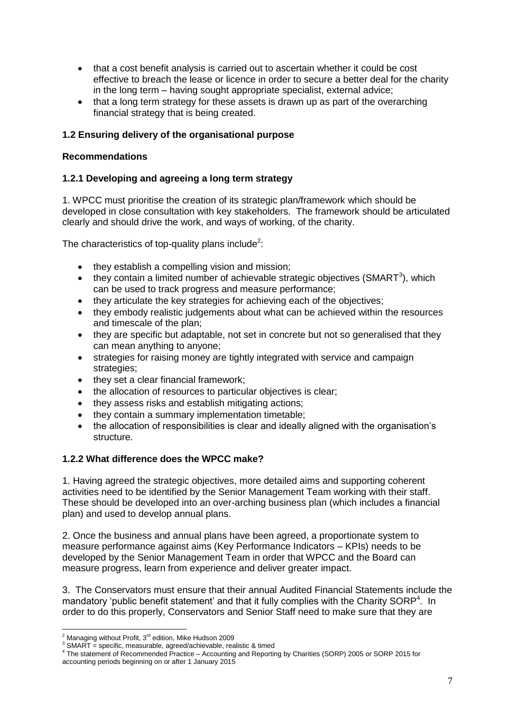- that a cost benefit analysis is carried out to ascertain whether it could be cost effective to breach the lease or licence in order to secure a better deal for the charity in the long term – having sought appropriate specialist, external advice;
- that a long term strategy for these assets is drawn up as part of the overarching financial strategy that is being created.

### 1.2 Ensuring delivery of the organisational purpose

**Recommendations**

#### 1.2.1 Developing and agreeing a long term strategy

1. WPCC must prioritise the creation of its strategic plan/framework which should be developed in close consultation with key stakeholders. The framework should be articulated clearly and should drive the work, and ways of working, of the charity.

The characteristics of top-quality plans include[2]:

- they establish a compelling vision and mission;
- they contain a limited number of achievable strategic objectives (SMART[3]), which can be used to track progress and measure performance;
- they articulate the key strategies for achieving each of the objectives;
- they embody realistic judgements about what can be achieved within the resources and timescale of the plan;
- they are specific but adaptable, not set in concrete but not so generalised that they can mean anything to anyone;
- strategies for raising money are tightly integrated with service and campaign strategies;
- they set a clear financial framework;
- the allocation of resources to particular objectives is clear;
- they assess risks and establish mitigating actions;
- they contain a summary implementation timetable;
- the allocation of responsibilities is clear and ideally aligned with the organisation's structure.

#### 1.2.2 What difference does the WPCC make?

1. Having agreed the strategic objectives, more detailed aims and supporting coherent activities need to be identified by the Senior Management Team working with their staff. These should be developed into an over-arching business plan (which includes a financial plan) and used to develop annual plans.

2. Once the business and annual plans have been agreed, a proportionate system to measure performance against aims (Key Performance Indicators – KPIs) needs to be developed by the Senior Management Team in order that WPCC and the Board can measure progress, learn from experience and deliver greater impact.

3. The Conservators must ensure that their annual Audited Financial Statements include the mandatory 'public benefit statement' and that it fully complies with the Charity SORP[4]. In order to do this properly, Conservators and Senior Staff need to make sure that they are

---

[2] Managing without Profit, 3rd edition, Mike Hudson 2009

[3] SMART = specific, measurable, agreed/achievable, realistic & timed

[4] The statement of Recommended Practice – Accounting and Reporting by Charities (SORP) 2005 or SORP 2015 for accounting periods beginning on or after 1 January 2015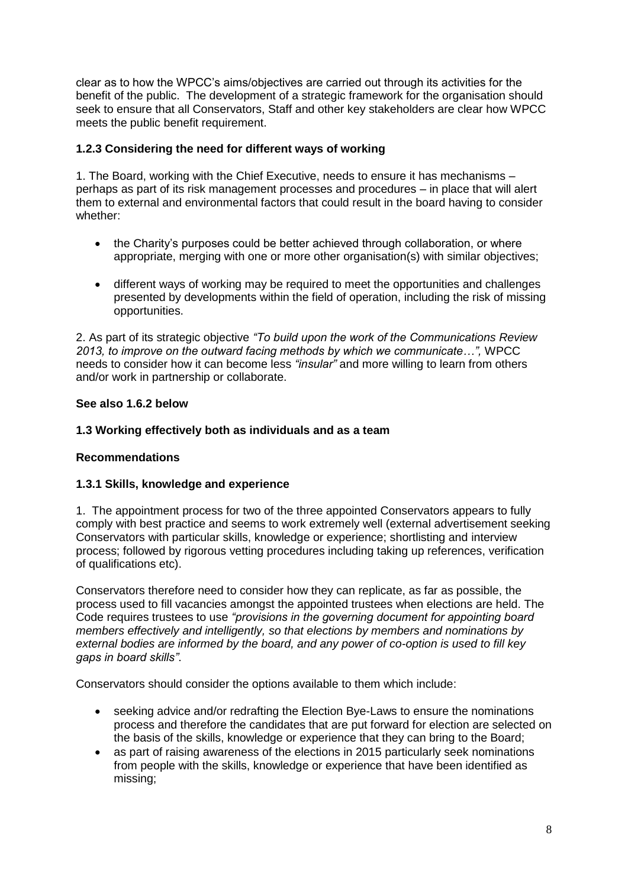clear as to how the WPCC's aims/objectives are carried out through its activities for the benefit of the public. The development of a strategic framework for the organisation should seek to ensure that all Conservators, Staff and other key stakeholders are clear how WPCC meets the public benefit requirement.

**1.2.3 Considering the need for different ways of working**

1. The Board, working with the Chief Executive, needs to ensure it has mechanisms – perhaps as part of its risk management processes and procedures – in place that will alert them to external and environmental factors that could result in the board having to consider whether:

- the Charity's purposes could be better achieved through collaboration, or where appropriate, merging with one or more other organisation(s) with similar objectives;
- different ways of working may be required to meet the opportunities and challenges presented by developments within the field of operation, including the risk of missing opportunities.

2. As part of its strategic objective *"To build upon the work of the Communications Review 2013, to improve on the outward facing methods by which we communicate…",* WPCC needs to consider how it can become less *"insular"* and more willing to learn from others and/or work in partnership or collaborate.

**See also 1.6.2 below**

**1.3 Working effectively both as individuals and as a team**

**Recommendations**

**1.3.1 Skills, knowledge and experience**

1. The appointment process for two of the three appointed Conservators appears to fully comply with best practice and seems to work extremely well (external advertisement seeking Conservators with particular skills, knowledge or experience; shortlisting and interview process; followed by rigorous vetting procedures including taking up references, verification of qualifications etc).

Conservators therefore need to consider how they can replicate, as far as possible, the process used to fill vacancies amongst the appointed trustees when elections are held. The Code requires trustees to use *"provisions in the governing document for appointing board members effectively and intelligently, so that elections by members and nominations by external bodies are informed by the board, and any power of co-option is used to fill key gaps in board skills".*

Conservators should consider the options available to them which include:

- seeking advice and/or redrafting the Election Bye-Laws to ensure the nominations process and therefore the candidates that are put forward for election are selected on the basis of the skills, knowledge or experience that they can bring to the Board;
- as part of raising awareness of the elections in 2015 particularly seek nominations from people with the skills, knowledge or experience that have been identified as missing;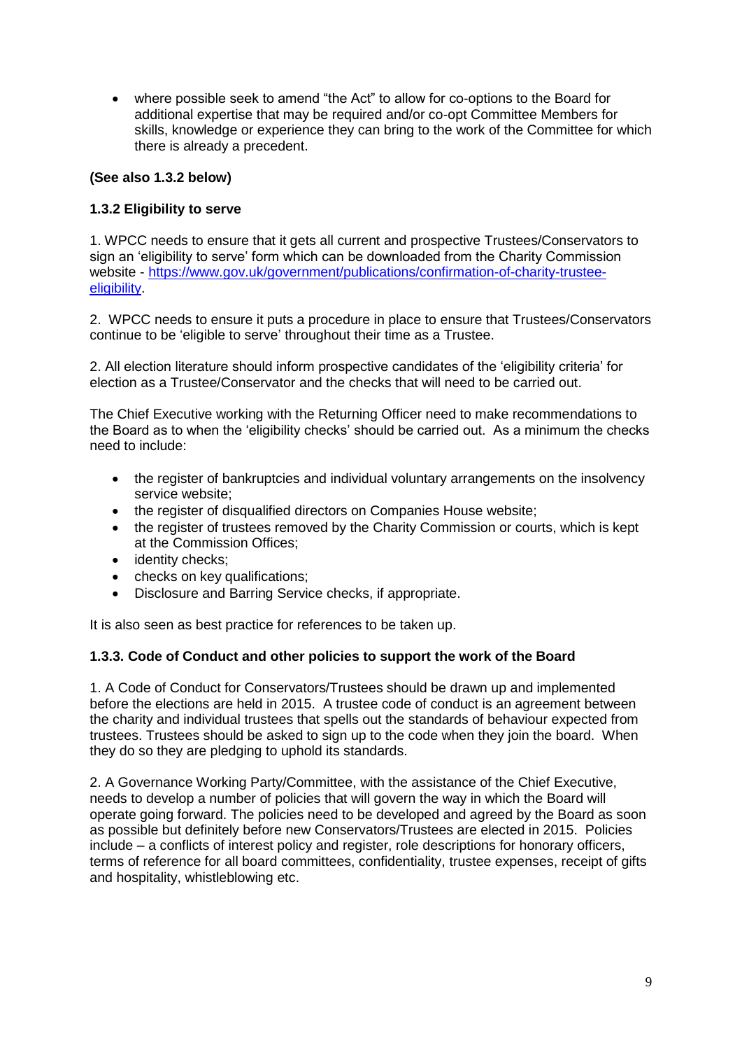- where possible seek to amend "the Act" to allow for co-options to the Board for additional expertise that may be required and/or co-opt Committee Members for skills, knowledge or experience they can bring to the work of the Committee for which there is already a precedent.

**(See also 1.3.2 below)**

**1.3.2 Eligibility to serve**

1. WPCC needs to ensure that it gets all current and prospective Trustees/Conservators to sign an 'eligibility to serve' form which can be downloaded from the Charity Commission website - [https://www.gov.uk/government/publications/confirmation-of-charity-trustee-eligibility](https://www.gov.uk/government/publications/confirmation-of-charity-trustee-eligibility).

2. WPCC needs to ensure it puts a procedure in place to ensure that Trustees/Conservators continue to be 'eligible to serve' throughout their time as a Trustee.

2. All election literature should inform prospective candidates of the 'eligibility criteria' for election as a Trustee/Conservator and the checks that will need to be carried out.

The Chief Executive working with the Returning Officer need to make recommendations to the Board as to when the 'eligibility checks' should be carried out. As a minimum the checks need to include:

- the register of bankruptcies and individual voluntary arrangements on the insolvency service website;
- the register of disqualified directors on Companies House website;
- the register of trustees removed by the Charity Commission or courts, which is kept at the Commission Offices;
- identity checks;
- checks on key qualifications;
- Disclosure and Barring Service checks, if appropriate.

It is also seen as best practice for references to be taken up.

**1.3.3. Code of Conduct and other policies to support the work of the Board**

1. A Code of Conduct for Conservators/Trustees should be drawn up and implemented before the elections are held in 2015. A trustee code of conduct is an agreement between the charity and individual trustees that spells out the standards of behaviour expected from trustees. Trustees should be asked to sign up to the code when they join the board. When they do so they are pledging to uphold its standards.

2. A Governance Working Party/Committee, with the assistance of the Chief Executive, needs to develop a number of policies that will govern the way in which the Board will operate going forward. The policies need to be developed and agreed by the Board as soon as possible but definitely before new Conservators/Trustees are elected in 2015. Policies include – a conflicts of interest policy and register, role descriptions for honorary officers, terms of reference for all board committees, confidentiality, trustee expenses, receipt of gifts and hospitality, whistleblowing etc.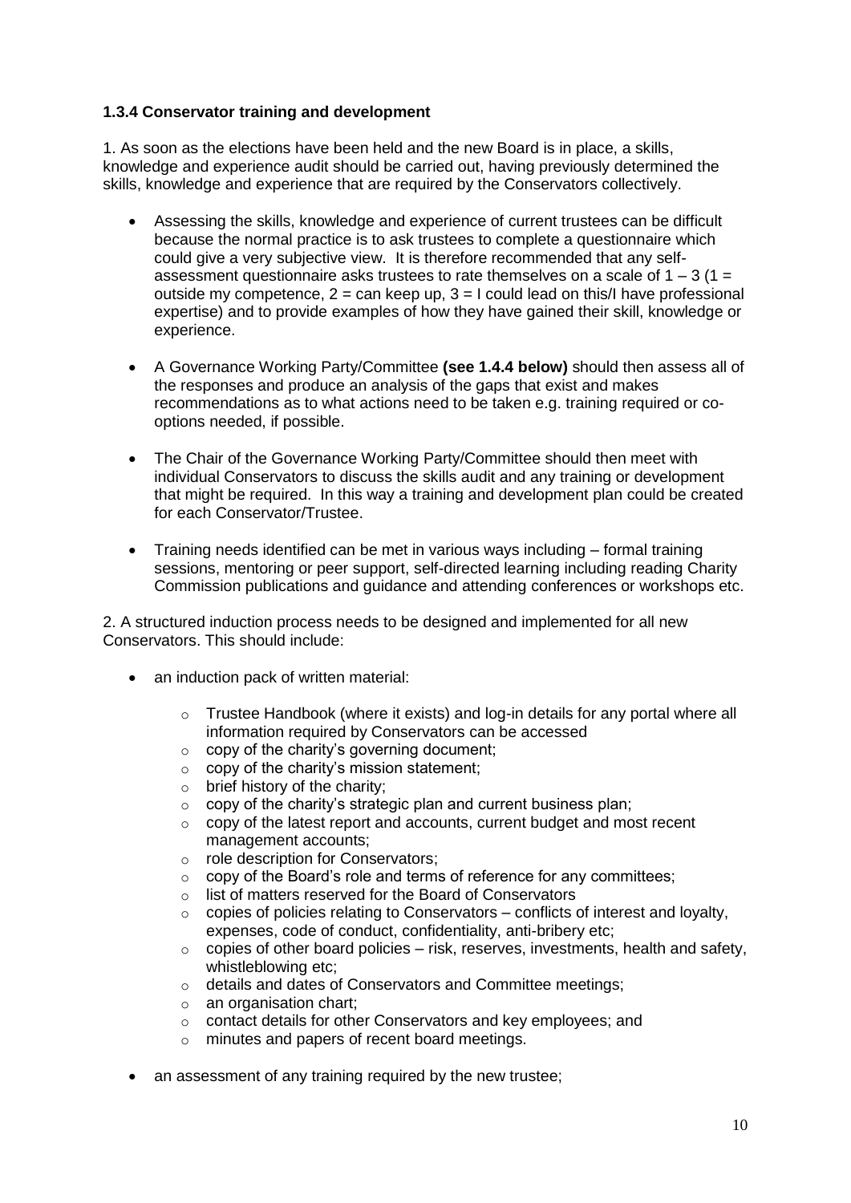#### 1.3.4 Conservator training and development

1. As soon as the elections have been held and the new Board is in place, a skills, knowledge and experience audit should be carried out, having previously determined the skills, knowledge and experience that are required by the Conservators collectively.

- Assessing the skills, knowledge and experience of current trustees can be difficult because the normal practice is to ask trustees to complete a questionnaire which could give a very subjective view. It is therefore recommended that any self-assessment questionnaire asks trustees to rate themselves on a scale of 1 – 3 (1 = outside my competence, 2 = can keep up, 3 = I could lead on this/I have professional expertise) and to provide examples of how they have gained their skill, knowledge or experience.

- A Governance Working Party/Committee **(see 1.4.4 below)** should then assess all of the responses and produce an analysis of the gaps that exist and makes recommendations as to what actions need to be taken e.g. training required or co-options needed, if possible.

- The Chair of the Governance Working Party/Committee should then meet with individual Conservators to discuss the skills audit and any training or development that might be required. In this way a training and development plan could be created for each Conservator/Trustee.

- Training needs identified can be met in various ways including – formal training sessions, mentoring or peer support, self-directed learning including reading Charity Commission publications and guidance and attending conferences or workshops etc.

2. A structured induction process needs to be designed and implemented for all new Conservators. This should include:

- an induction pack of written material:
  - Trustee Handbook (where it exists) and log-in details for any portal where all information required by Conservators can be accessed
  - copy of the charity's governing document;
  - copy of the charity's mission statement;
  - brief history of the charity;
  - copy of the charity's strategic plan and current business plan;
  - copy of the latest report and accounts, current budget and most recent management accounts;
  - role description for Conservators;
  - copy of the Board's role and terms of reference for any committees;
  - list of matters reserved for the Board of Conservators
  - copies of policies relating to Conservators – conflicts of interest and loyalty, expenses, code of conduct, confidentiality, anti-bribery etc;
  - copies of other board policies – risk, reserves, investments, health and safety, whistleblowing etc;
  - details and dates of Conservators and Committee meetings;
  - an organisation chart;
  - contact details for other Conservators and key employees; and
  - minutes and papers of recent board meetings.

- an assessment of any training required by the new trustee;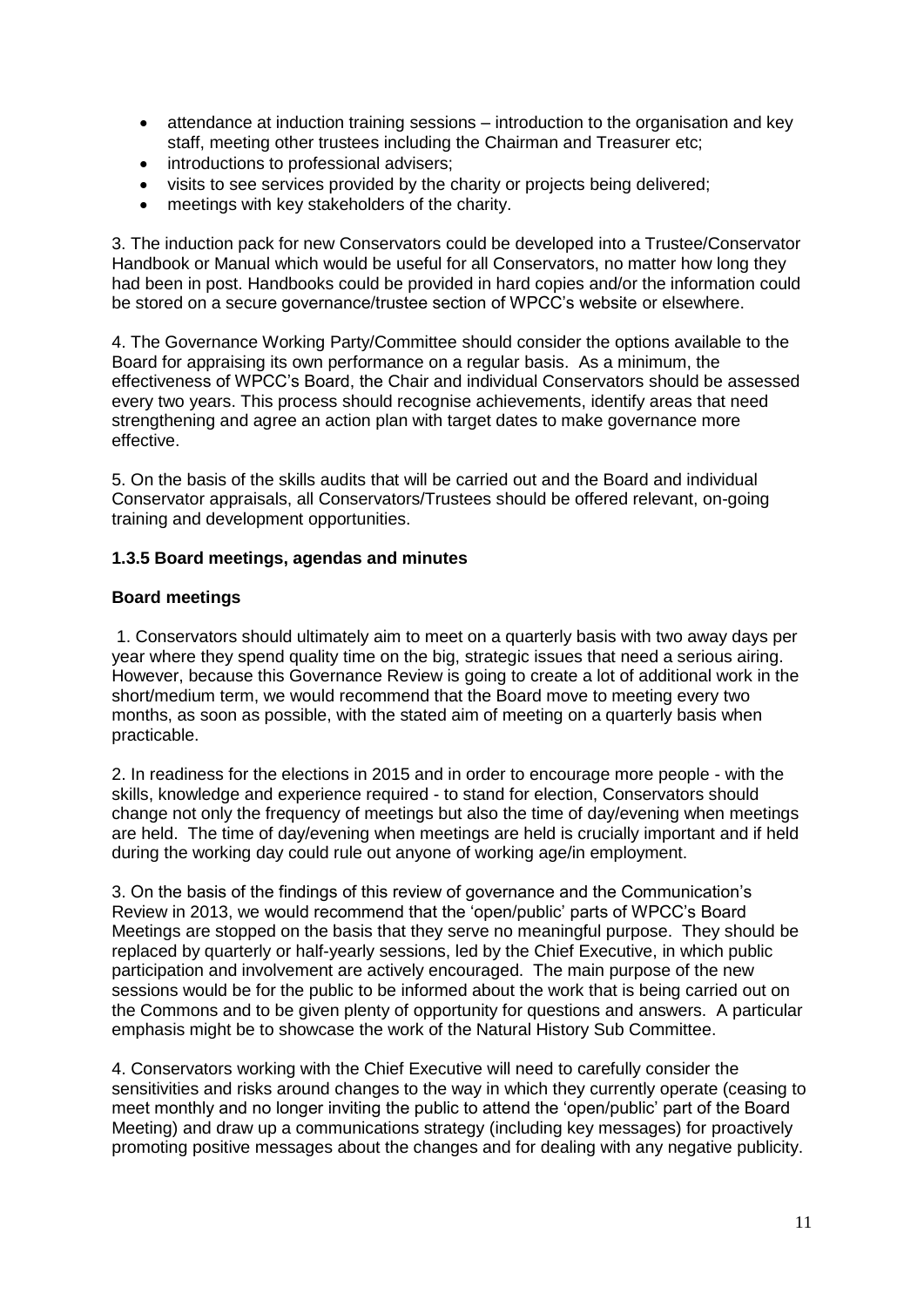- attendance at induction training sessions – introduction to the organisation and key staff, meeting other trustees including the Chairman and Treasurer etc;
- introductions to professional advisers;
- visits to see services provided by the charity or projects being delivered;
- meetings with key stakeholders of the charity.

3. The induction pack for new Conservators could be developed into a Trustee/Conservator Handbook or Manual which would be useful for all Conservators, no matter how long they had been in post. Handbooks could be provided in hard copies and/or the information could be stored on a secure governance/trustee section of WPCC's website or elsewhere.

4. The Governance Working Party/Committee should consider the options available to the Board for appraising its own performance on a regular basis. As a minimum, the effectiveness of WPCC's Board, the Chair and individual Conservators should be assessed every two years. This process should recognise achievements, identify areas that need strengthening and agree an action plan with target dates to make governance more effective.

5. On the basis of the skills audits that will be carried out and the Board and individual Conservator appraisals, all Conservators/Trustees should be offered relevant, on-going training and development opportunities.

### 1.3.5 Board meetings, agendas and minutes

**Board meetings**

1. Conservators should ultimately aim to meet on a quarterly basis with two away days per year where they spend quality time on the big, strategic issues that need a serious airing. However, because this Governance Review is going to create a lot of additional work in the short/medium term, we would recommend that the Board move to meeting every two months, as soon as possible, with the stated aim of meeting on a quarterly basis when practicable.

2. In readiness for the elections in 2015 and in order to encourage more people - with the skills, knowledge and experience required - to stand for election, Conservators should change not only the frequency of meetings but also the time of day/evening when meetings are held. The time of day/evening when meetings are held is crucially important and if held during the working day could rule out anyone of working age/in employment.

3. On the basis of the findings of this review of governance and the Communication's Review in 2013, we would recommend that the 'open/public' parts of WPCC's Board Meetings are stopped on the basis that they serve no meaningful purpose. They should be replaced by quarterly or half-yearly sessions, led by the Chief Executive, in which public participation and involvement are actively encouraged. The main purpose of the new sessions would be for the public to be informed about the work that is being carried out on the Commons and to be given plenty of opportunity for questions and answers. A particular emphasis might be to showcase the work of the Natural History Sub Committee.

4. Conservators working with the Chief Executive will need to carefully consider the sensitivities and risks around changes to the way in which they currently operate (ceasing to meet monthly and no longer inviting the public to attend the 'open/public' part of the Board Meeting) and draw up a communications strategy (including key messages) for proactively promoting positive messages about the changes and for dealing with any negative publicity.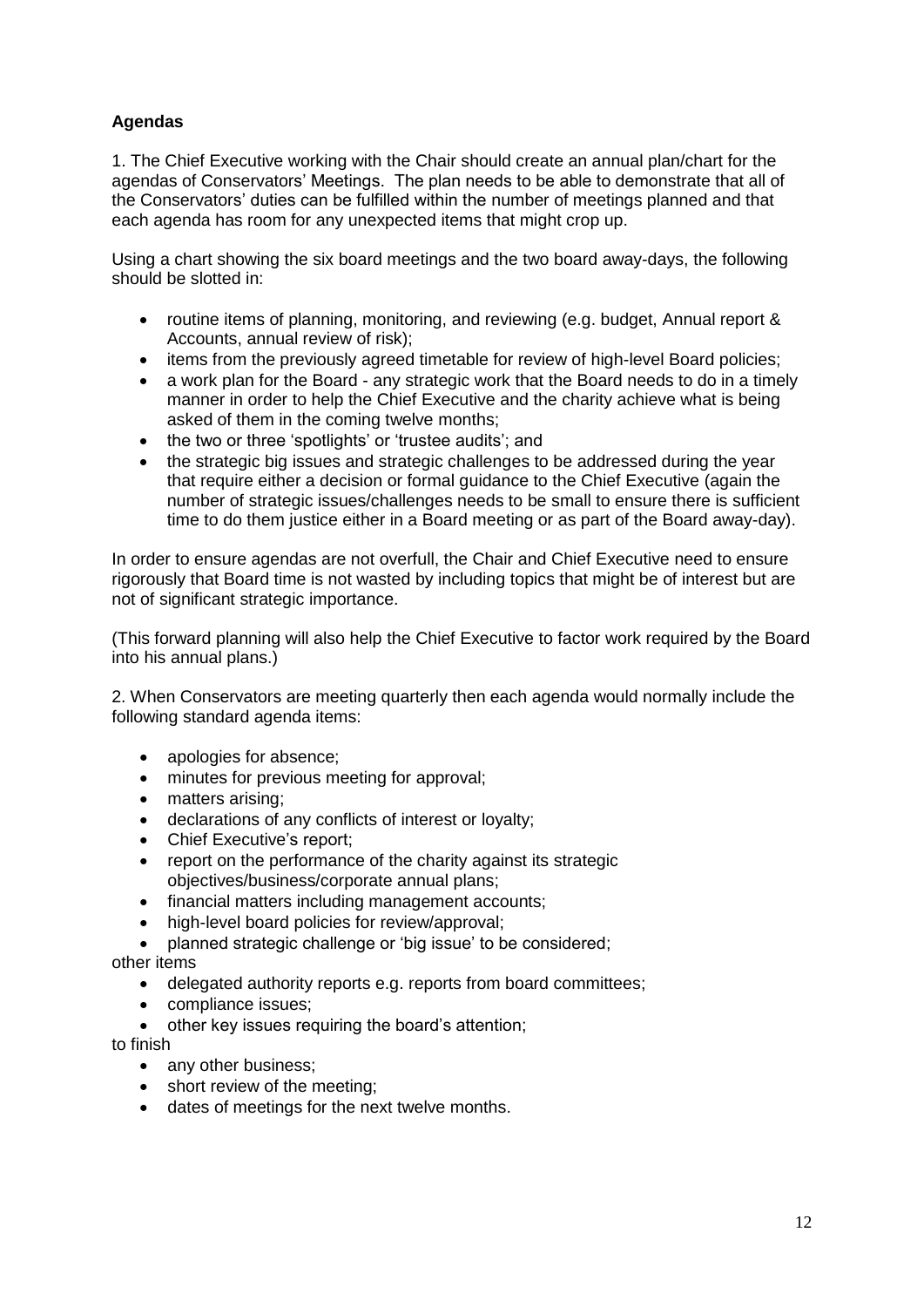**Agendas**

1. The Chief Executive working with the Chair should create an annual plan/chart for the agendas of Conservators' Meetings. The plan needs to be able to demonstrate that all of the Conservators' duties can be fulfilled within the number of meetings planned and that each agenda has room for any unexpected items that might crop up.

Using a chart showing the six board meetings and the two board away-days, the following should be slotted in:

- routine items of planning, monitoring, and reviewing (e.g. budget, Annual report & Accounts, annual review of risk);
- items from the previously agreed timetable for review of high-level Board policies;
- a work plan for the Board - any strategic work that the Board needs to do in a timely manner in order to help the Chief Executive and the charity achieve what is being asked of them in the coming twelve months;
- the two or three 'spotlights' or 'trustee audits'; and
- the strategic big issues and strategic challenges to be addressed during the year that require either a decision or formal guidance to the Chief Executive (again the number of strategic issues/challenges needs to be small to ensure there is sufficient time to do them justice either in a Board meeting or as part of the Board away-day).

In order to ensure agendas are not overfull, the Chair and Chief Executive need to ensure rigorously that Board time is not wasted by including topics that might be of interest but are not of significant strategic importance.

(This forward planning will also help the Chief Executive to factor work required by the Board into his annual plans.)

2. When Conservators are meeting quarterly then each agenda would normally include the following standard agenda items:

- apologies for absence;
- minutes for previous meeting for approval;
- matters arising;
- declarations of any conflicts of interest or loyalty;
- Chief Executive's report;
- report on the performance of the charity against its strategic objectives/business/corporate annual plans;
- financial matters including management accounts;
- high-level board policies for review/approval;
- planned strategic challenge or 'big issue' to be considered;

other items

- delegated authority reports e.g. reports from board committees;
- compliance issues;
- other key issues requiring the board's attention;

to finish

- any other business;
- short review of the meeting;
- dates of meetings for the next twelve months.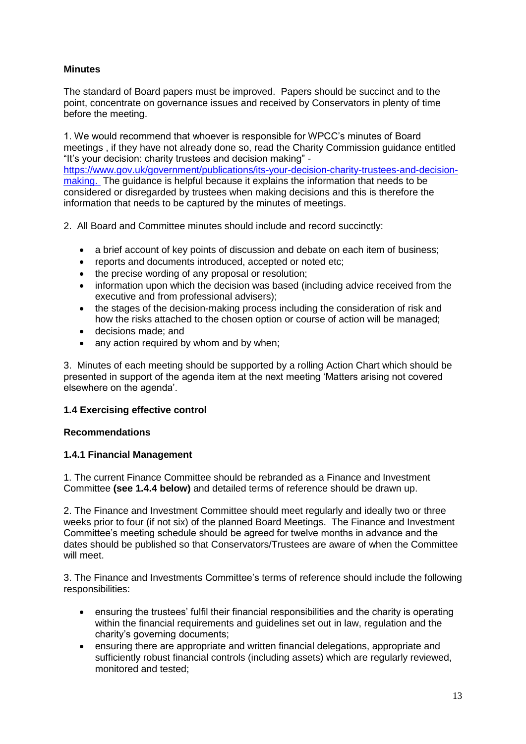**Minutes**

The standard of Board papers must be improved. Papers should be succinct and to the point, concentrate on governance issues and received by Conservators in plenty of time before the meeting.

1. We would recommend that whoever is responsible for WPCC's minutes of Board meetings , if they have not already done so, read the Charity Commission guidance entitled "It's your decision: charity trustees and decision making" - [https://www.gov.uk/government/publications/its-your-decision-charity-trustees-and-decision-making.](https://www.gov.uk/government/publications/its-your-decision-charity-trustees-and-decision-making) The guidance is helpful because it explains the information that needs to be considered or disregarded by trustees when making decisions and this is therefore the information that needs to be captured by the minutes of meetings.

2. All Board and Committee minutes should include and record succinctly:

- a brief account of key points of discussion and debate on each item of business;
- reports and documents introduced, accepted or noted etc;
- the precise wording of any proposal or resolution;
- information upon which the decision was based (including advice received from the executive and from professional advisers);
- the stages of the decision-making process including the consideration of risk and how the risks attached to the chosen option or course of action will be managed;
- decisions made; and
- any action required by whom and by when;

3. Minutes of each meeting should be supported by a rolling Action Chart which should be presented in support of the agenda item at the next meeting 'Matters arising not covered elsewhere on the agenda'.

**1.4 Exercising effective control**

**Recommendations**

**1.4.1 Financial Management**

1. The current Finance Committee should be rebranded as a Finance and Investment Committee **(see 1.4.4 below)** and detailed terms of reference should be drawn up.

2. The Finance and Investment Committee should meet regularly and ideally two or three weeks prior to four (if not six) of the planned Board Meetings. The Finance and Investment Committee's meeting schedule should be agreed for twelve months in advance and the dates should be published so that Conservators/Trustees are aware of when the Committee will meet.

3. The Finance and Investments Committee's terms of reference should include the following responsibilities:

- ensuring the trustees' fulfil their financial responsibilities and the charity is operating within the financial requirements and guidelines set out in law, regulation and the charity's governing documents;
- ensuring there are appropriate and written financial delegations, appropriate and sufficiently robust financial controls (including assets) which are regularly reviewed, monitored and tested;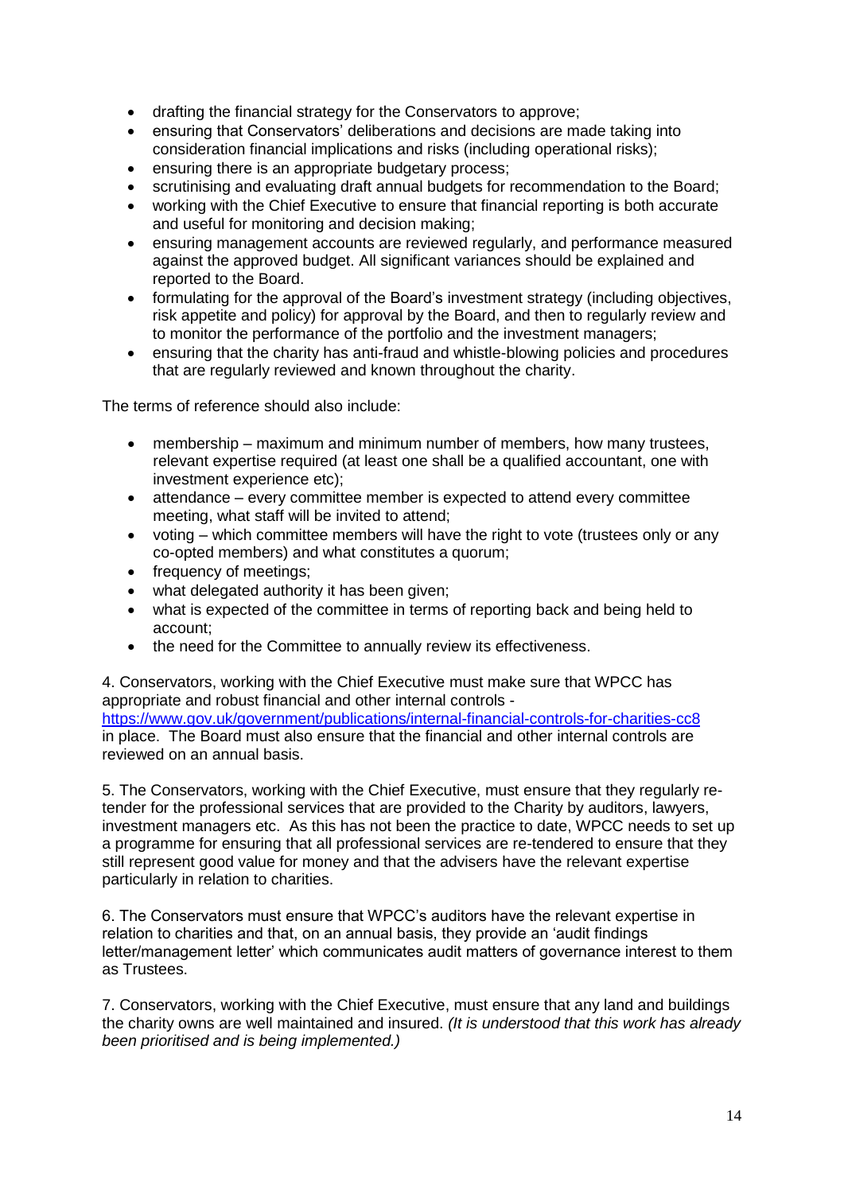- drafting the financial strategy for the Conservators to approve;
- ensuring that Conservators' deliberations and decisions are made taking into consideration financial implications and risks (including operational risks);
- ensuring there is an appropriate budgetary process;
- scrutinising and evaluating draft annual budgets for recommendation to the Board;
- working with the Chief Executive to ensure that financial reporting is both accurate and useful for monitoring and decision making;
- ensuring management accounts are reviewed regularly, and performance measured against the approved budget. All significant variances should be explained and reported to the Board.
- formulating for the approval of the Board's investment strategy (including objectives, risk appetite and policy) for approval by the Board, and then to regularly review and to monitor the performance of the portfolio and the investment managers;
- ensuring that the charity has anti-fraud and whistle-blowing policies and procedures that are regularly reviewed and known throughout the charity.

The terms of reference should also include:

- membership – maximum and minimum number of members, how many trustees, relevant expertise required (at least one shall be a qualified accountant, one with investment experience etc);
- attendance – every committee member is expected to attend every committee meeting, what staff will be invited to attend;
- voting – which committee members will have the right to vote (trustees only or any co-opted members) and what constitutes a quorum;
- frequency of meetings;
- what delegated authority it has been given;
- what is expected of the committee in terms of reporting back and being held to account;
- the need for the Committee to annually review its effectiveness.

4. Conservators, working with the Chief Executive must make sure that WPCC has appropriate and robust financial and other internal controls - [https://www.gov.uk/government/publications/internal-financial-controls-for-charities-cc8](https://www.gov.uk/government/publications/internal-financial-controls-for-charities-cc8) in place. The Board must also ensure that the financial and other internal controls are reviewed on an annual basis.

5. The Conservators, working with the Chief Executive, must ensure that they regularly re-tender for the professional services that are provided to the Charity by auditors, lawyers, investment managers etc. As this has not been the practice to date, WPCC needs to set up a programme for ensuring that all professional services are re-tendered to ensure that they still represent good value for money and that the advisers have the relevant expertise particularly in relation to charities.

6. The Conservators must ensure that WPCC's auditors have the relevant expertise in relation to charities and that, on an annual basis, they provide an 'audit findings letter/management letter' which communicates audit matters of governance interest to them as Trustees.

7. Conservators, working with the Chief Executive, must ensure that any land and buildings the charity owns are well maintained and insured. *(It is understood that this work has already been prioritised and is being implemented.)*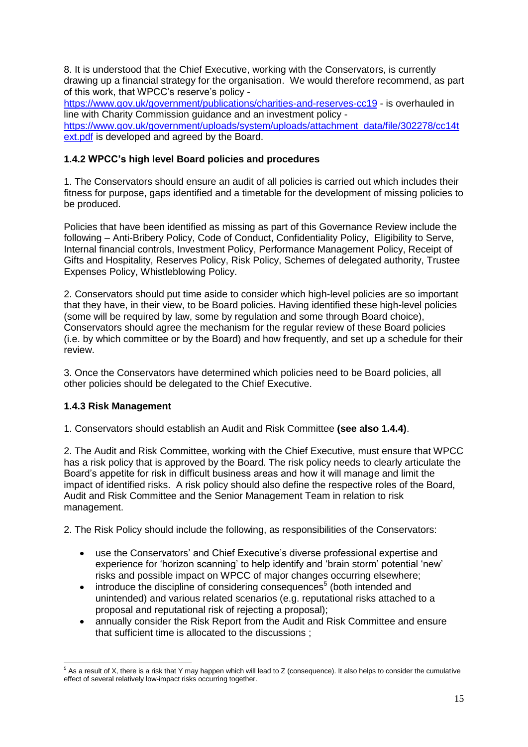8. It is understood that the Chief Executive, working with the Conservators, is currently drawing up a financial strategy for the organisation. We would therefore recommend, as part of this work, that WPCC's reserve's policy - https://www.gov.uk/government/publications/charities-and-reserves-cc19 - is overhauled in line with Charity Commission guidance and an investment policy - https://www.gov.uk/government/uploads/system/uploads/attachment_data/file/302278/cc14text.pdf is developed and agreed by the Board.

### 1.4.2 WPCC's high level Board policies and procedures

1. The Conservators should ensure an audit of all policies is carried out which includes their fitness for purpose, gaps identified and a timetable for the development of missing policies to be produced.

Policies that have been identified as missing as part of this Governance Review include the following – Anti-Bribery Policy, Code of Conduct, Confidentiality Policy, Eligibility to Serve, Internal financial controls, Investment Policy, Performance Management Policy, Receipt of Gifts and Hospitality, Reserves Policy, Risk Policy, Schemes of delegated authority, Trustee Expenses Policy, Whistleblowing Policy.

2. Conservators should put time aside to consider which high-level policies are so important that they have, in their view, to be Board policies. Having identified these high-level policies (some will be required by law, some by regulation and some through Board choice), Conservators should agree the mechanism for the regular review of these Board policies (i.e. by which committee or by the Board) and how frequently, and set up a schedule for their review.

3. Once the Conservators have determined which policies need to be Board policies, all other policies should be delegated to the Chief Executive.

### 1.4.3 Risk Management

1. Conservators should establish an Audit and Risk Committee **(see also 1.4.4)**.

2. The Audit and Risk Committee, working with the Chief Executive, must ensure that WPCC has a risk policy that is approved by the Board. The risk policy needs to clearly articulate the Board's appetite for risk in difficult business areas and how it will manage and limit the impact of identified risks. A risk policy should also define the respective roles of the Board, Audit and Risk Committee and the Senior Management Team in relation to risk management.

2. The Risk Policy should include the following, as responsibilities of the Conservators:

- use the Conservators' and Chief Executive's diverse professional expertise and experience for 'horizon scanning' to help identify and 'brain storm' potential 'new' risks and possible impact on WPCC of major changes occurring elsewhere;
- introduce the discipline of considering consequences[5] (both intended and unintended) and various related scenarios (e.g. reputational risks attached to a proposal and reputational risk of rejecting a proposal);
- annually consider the Risk Report from the Audit and Risk Committee and ensure that sufficient time is allocated to the discussions ;

[5] As a result of X, there is a risk that Y may happen which will lead to Z (consequence). It also helps to consider the cumulative effect of several relatively low-impact risks occurring together.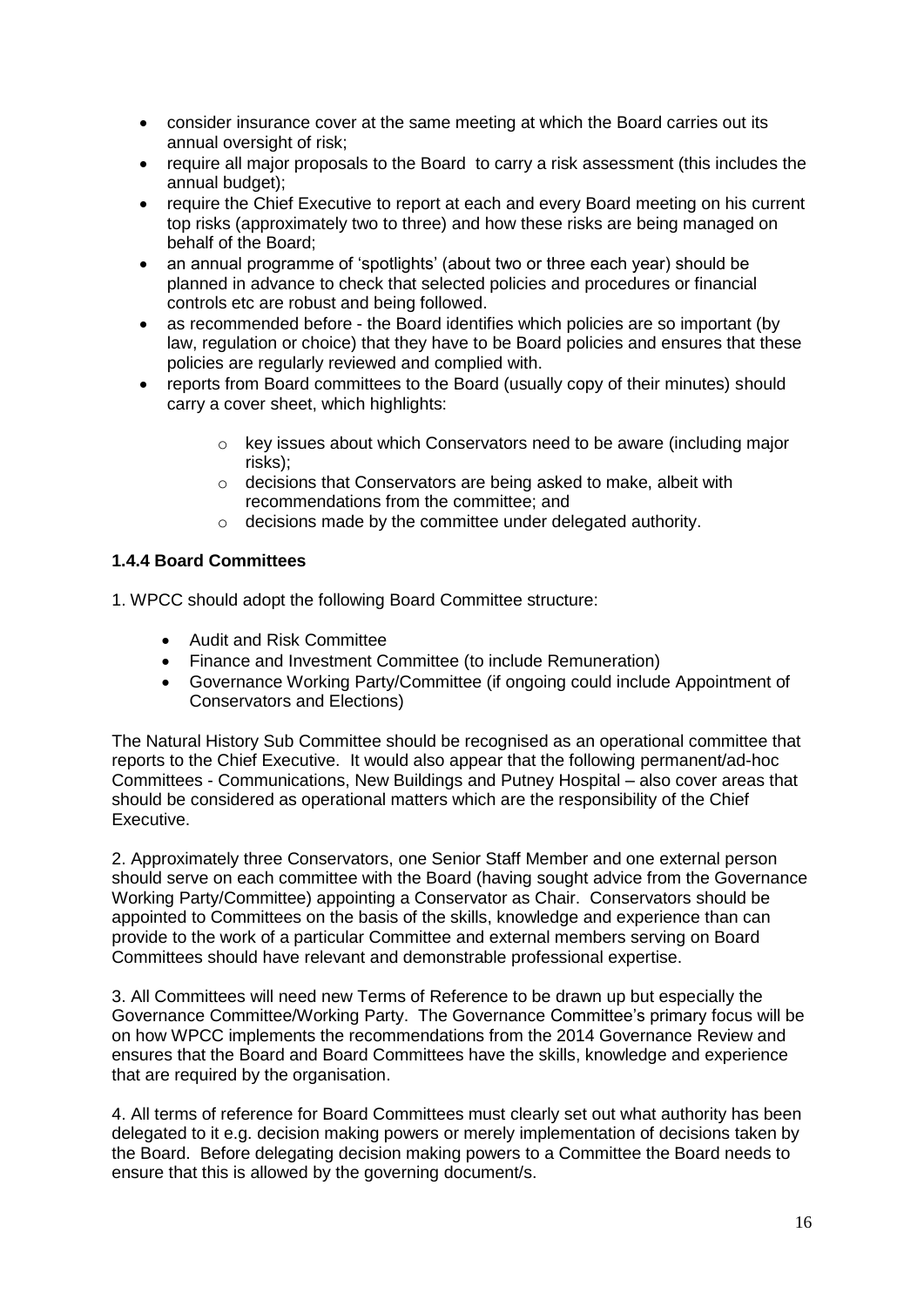- consider insurance cover at the same meeting at which the Board carries out its annual oversight of risk;
- require all major proposals to the Board to carry a risk assessment (this includes the annual budget);
- require the Chief Executive to report at each and every Board meeting on his current top risks (approximately two to three) and how these risks are being managed on behalf of the Board;
- an annual programme of 'spotlights' (about two or three each year) should be planned in advance to check that selected policies and procedures or financial controls etc are robust and being followed.
- as recommended before - the Board identifies which policies are so important (by law, regulation or choice) that they have to be Board policies and ensures that these policies are regularly reviewed and complied with.
- reports from Board committees to the Board (usually copy of their minutes) should carry a cover sheet, which highlights:
    - key issues about which Conservators need to be aware (including major risks);
    - decisions that Conservators are being asked to make, albeit with recommendations from the committee; and
    - decisions made by the committee under delegated authority.

**1.4.4 Board Committees**

1. WPCC should adopt the following Board Committee structure:

- Audit and Risk Committee
- Finance and Investment Committee (to include Remuneration)
- Governance Working Party/Committee (if ongoing could include Appointment of Conservators and Elections)

The Natural History Sub Committee should be recognised as an operational committee that reports to the Chief Executive. It would also appear that the following permanent/ad-hoc Committees - Communications, New Buildings and Putney Hospital – also cover areas that should be considered as operational matters which are the responsibility of the Chief Executive.

2. Approximately three Conservators, one Senior Staff Member and one external person should serve on each committee with the Board (having sought advice from the Governance Working Party/Committee) appointing a Conservator as Chair. Conservators should be appointed to Committees on the basis of the skills, knowledge and experience than can provide to the work of a particular Committee and external members serving on Board Committees should have relevant and demonstrable professional expertise.

3. All Committees will need new Terms of Reference to be drawn up but especially the Governance Committee/Working Party. The Governance Committee's primary focus will be on how WPCC implements the recommendations from the 2014 Governance Review and ensures that the Board and Board Committees have the skills, knowledge and experience that are required by the organisation.

4. All terms of reference for Board Committees must clearly set out what authority has been delegated to it e.g. decision making powers or merely implementation of decisions taken by the Board. Before delegating decision making powers to a Committee the Board needs to ensure that this is allowed by the governing document/s.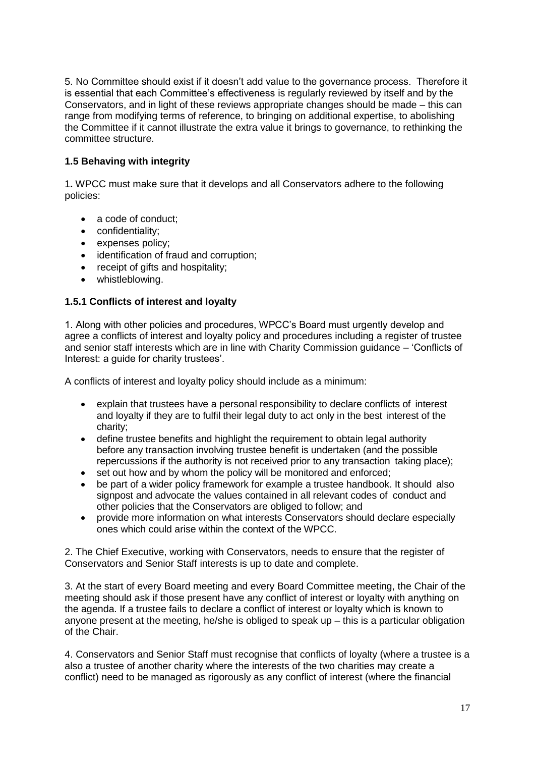5. No Committee should exist if it doesn't add value to the governance process. Therefore it is essential that each Committee's effectiveness is regularly reviewed by itself and by the Conservators, and in light of these reviews appropriate changes should be made – this can range from modifying terms of reference, to bringing on additional expertise, to abolishing the Committee if it cannot illustrate the extra value it brings to governance, to rethinking the committee structure.

### 1.5 Behaving with integrity

1**.** WPCC must make sure that it develops and all Conservators adhere to the following policies:

- a code of conduct;
- confidentiality;
- expenses policy;
- identification of fraud and corruption;
- receipt of gifts and hospitality;
- whistleblowing.

### 1.5.1 Conflicts of interest and loyalty

1. Along with other policies and procedures, WPCC's Board must urgently develop and agree a conflicts of interest and loyalty policy and procedures including a register of trustee and senior staff interests which are in line with Charity Commission guidance – 'Conflicts of Interest: a guide for charity trustees'.

A conflicts of interest and loyalty policy should include as a minimum:

- explain that trustees have a personal responsibility to declare conflicts of interest and loyalty if they are to fulfil their legal duty to act only in the best interest of the charity;
- define trustee benefits and highlight the requirement to obtain legal authority before any transaction involving trustee benefit is undertaken (and the possible repercussions if the authority is not received prior to any transaction taking place);
- set out how and by whom the policy will be monitored and enforced;
- be part of a wider policy framework for example a trustee handbook. It should also signpost and advocate the values contained in all relevant codes of conduct and other policies that the Conservators are obliged to follow; and
- provide more information on what interests Conservators should declare especially ones which could arise within the context of the WPCC.

2. The Chief Executive, working with Conservators, needs to ensure that the register of Conservators and Senior Staff interests is up to date and complete.

3. At the start of every Board meeting and every Board Committee meeting, the Chair of the meeting should ask if those present have any conflict of interest or loyalty with anything on the agenda. If a trustee fails to declare a conflict of interest or loyalty which is known to anyone present at the meeting, he/she is obliged to speak up – this is a particular obligation of the Chair.

4. Conservators and Senior Staff must recognise that conflicts of loyalty (where a trustee is a also a trustee of another charity where the interests of the two charities may create a conflict) need to be managed as rigorously as any conflict of interest (where the financial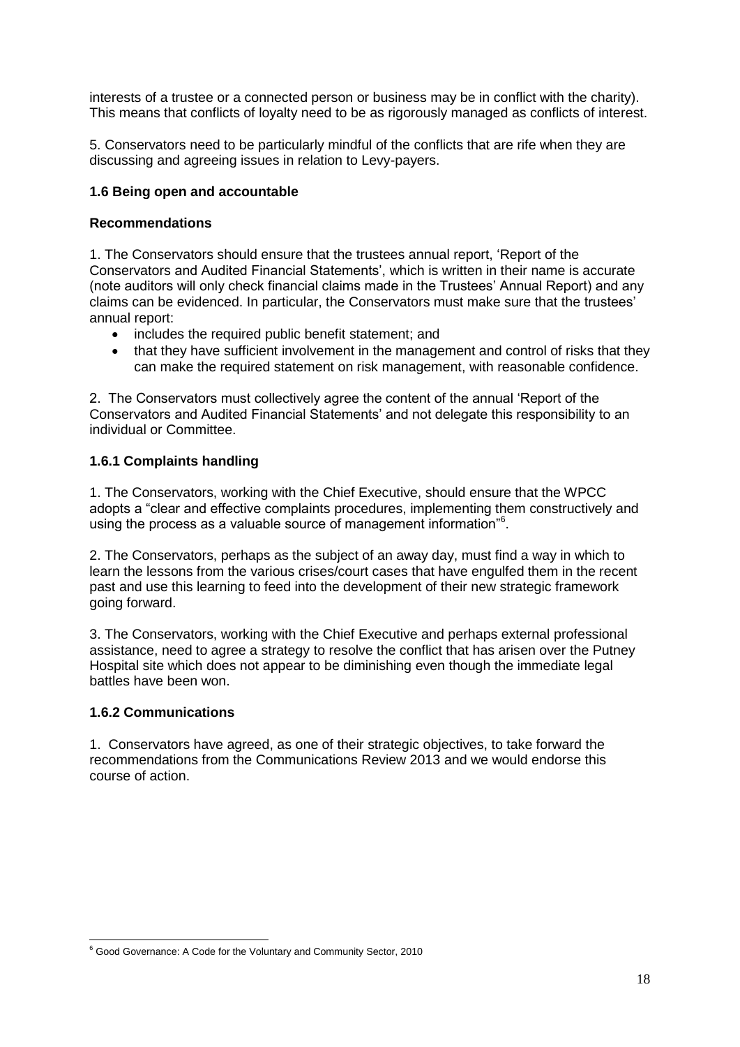interests of a trustee or a connected person or business may be in conflict with the charity). This means that conflicts of loyalty need to be as rigorously managed as conflicts of interest.

5. Conservators need to be particularly mindful of the conflicts that are rife when they are discussing and agreeing issues in relation to Levy-payers.

### 1.6 Being open and accountable

**Recommendations**

1. The Conservators should ensure that the trustees annual report, 'Report of the Conservators and Audited Financial Statements', which is written in their name is accurate (note auditors will only check financial claims made in the Trustees' Annual Report) and any claims can be evidenced. In particular, the Conservators must make sure that the trustees' annual report:
   - includes the required public benefit statement; and
   - that they have sufficient involvement in the management and control of risks that they can make the required statement on risk management, with reasonable confidence.

2. The Conservators must collectively agree the content of the annual 'Report of the Conservators and Audited Financial Statements' and not delegate this responsibility to an individual or Committee.

### 1.6.1 Complaints handling

1. The Conservators, working with the Chief Executive, should ensure that the WPCC adopts a "clear and effective complaints procedures, implementing them constructively and using the process as a valuable source of management information"[6].

2. The Conservators, perhaps as the subject of an away day, must find a way in which to learn the lessons from the various crises/court cases that have engulfed them in the recent past and use this learning to feed into the development of their new strategic framework going forward.

3. The Conservators, working with the Chief Executive and perhaps external professional assistance, need to agree a strategy to resolve the conflict that has arisen over the Putney Hospital site which does not appear to be diminishing even though the immediate legal battles have been won.

### 1.6.2 Communications

1. Conservators have agreed, as one of their strategic objectives, to take forward the recommendations from the Communications Review 2013 and we would endorse this course of action.

[6] Good Governance: A Code for the Voluntary and Community Sector, 2010